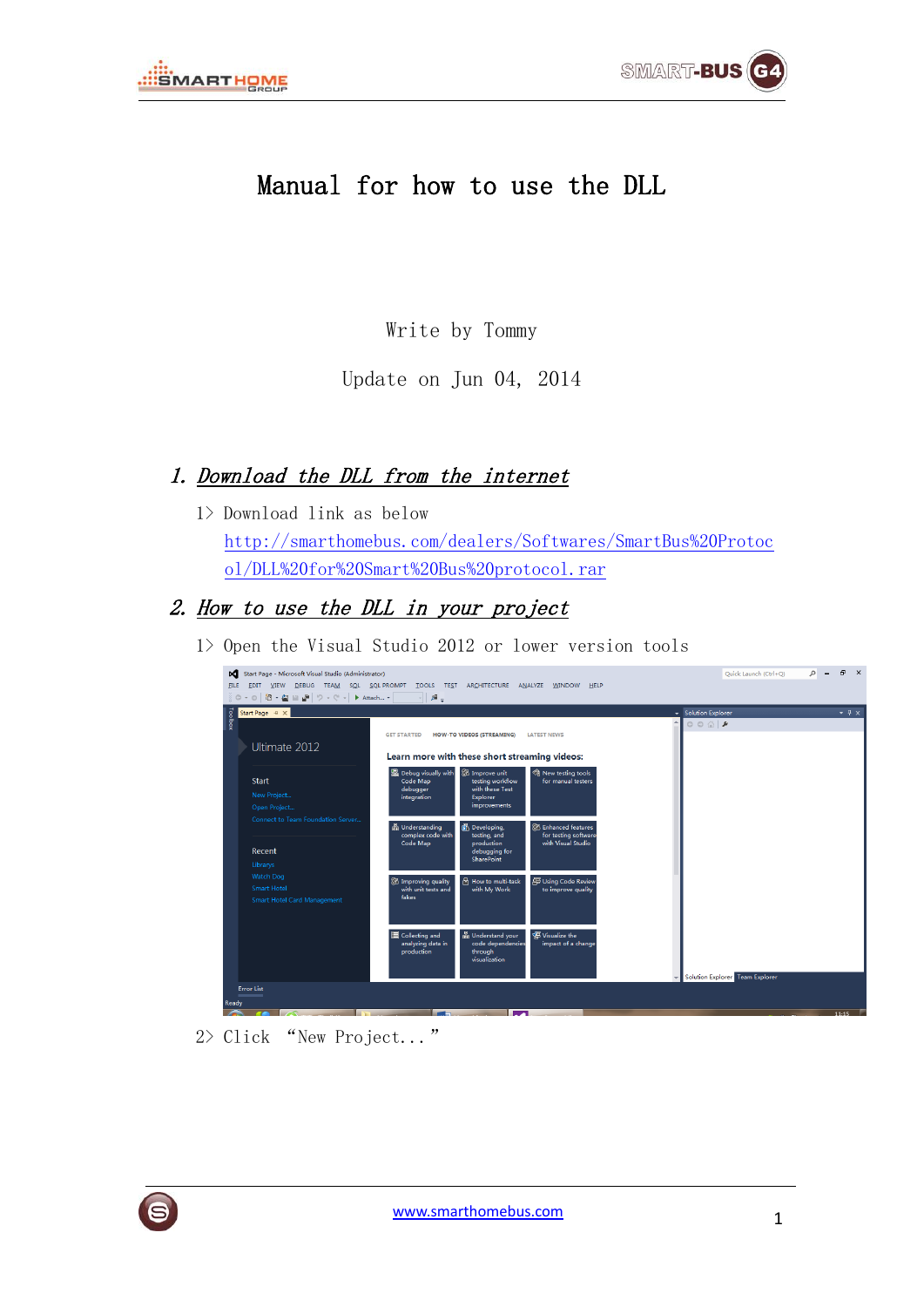# Manual for how to use the DLL

Write by Tommy

Update on Jun 04, 2014

## 1. *Download the DLL from the internet*

1> Download link as below

[http://smarthomebus.com/dealers/Softwares/SmartBus%20Protocol/DLL%20for%20Smart%20Bus%20protocol.rar](http://smarthomebus.com/dealers/Softwares/SmartBus%20Protocol/DLL%20for%20Smart%20Bus%20protocol.rar)

## 2. *How to use the DLL in your project*

1> Open the Visual Studio 2012 or lower version tools

2> Click "New Project..."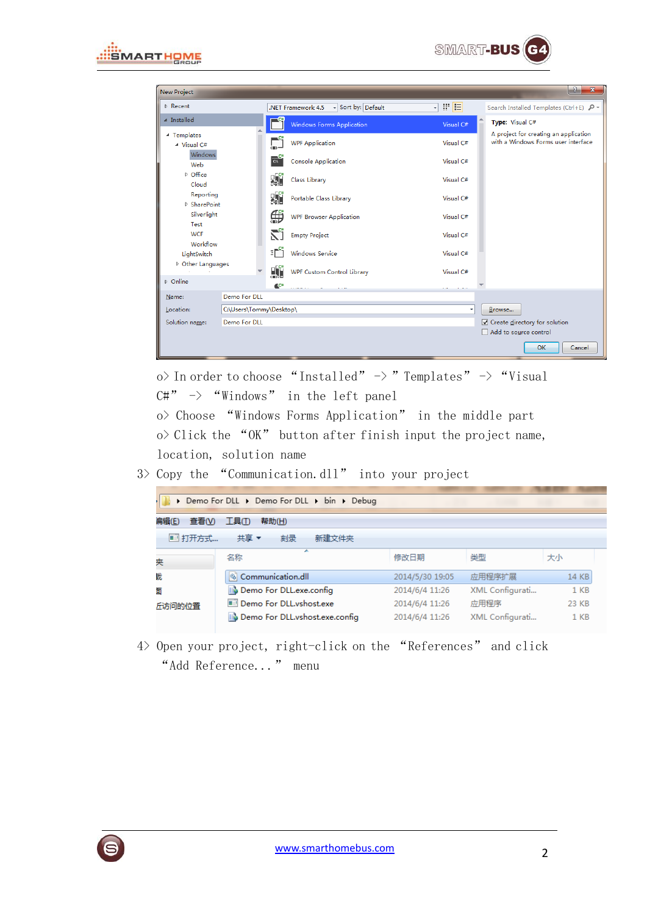o> In order to choose “Installed” -> ” Templates” -> “Visual C#” -> “Windows” in the left panel

o> Choose “Windows Forms Application” in the middle part

o> Click the “OK” button after finish input the project name, location, solution name

3> Copy the “Communication.dll” into your project

4> Open your project, right-click on the “References” and click “Add Reference...” menu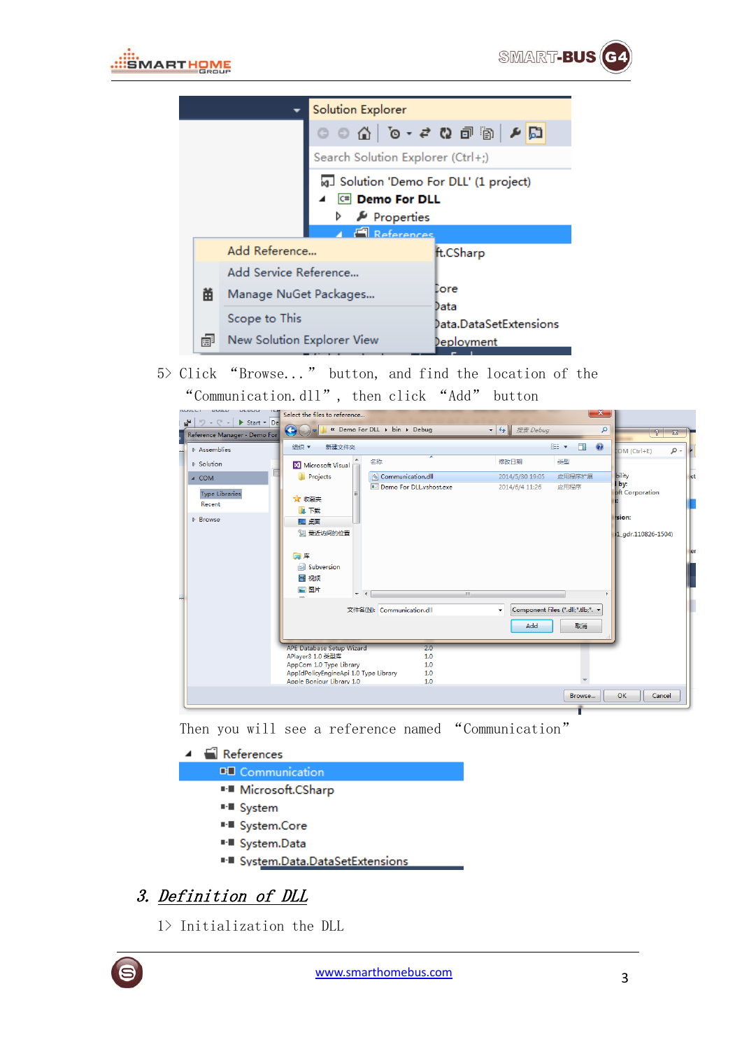5> Click "Browse..." button, and find the location of the "Communication.dll", then click "Add" button

Then you will see a reference named "Communication"

## 3. Definition of DLL

1> Initialization the DLL

www.smarthomebus.com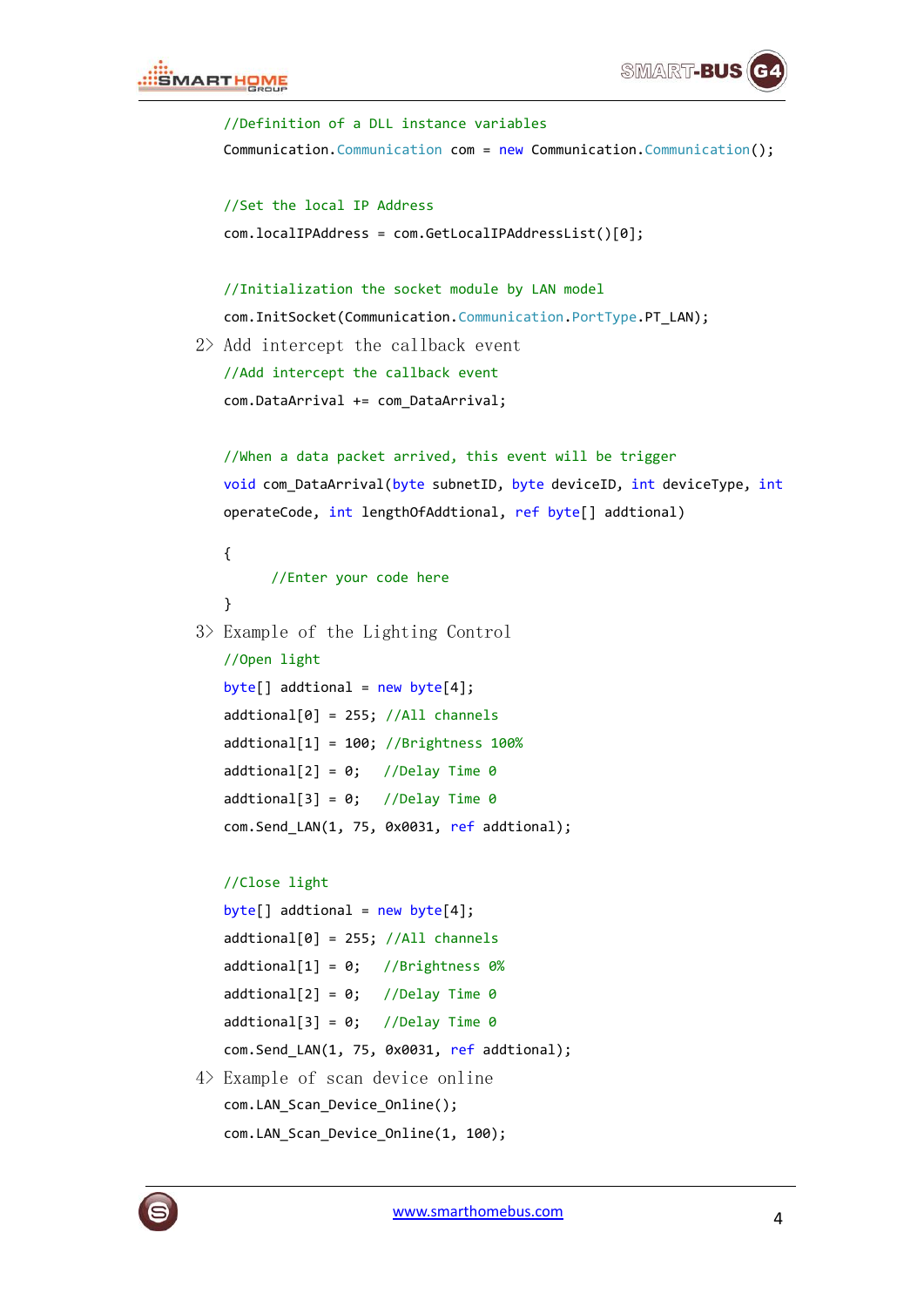```
//Definition of a DLL instance variables
Communication.Communication com = new Communication.Communication();

//Set the local IP Address
com.localIPAddress = com.GetLocalIPAddressList()[0];

//Initialization the socket module by LAN model
com.InitSocket(Communication.Communication.PortType.PT_LAN);
```

2> Add intercept the callback event

```
//Add intercept the callback event
com.DataArrival += com_DataArrival;

//When a data packet arrived, this event will be trigger
void com_DataArrival(byte subnetID, byte deviceID, int deviceType, int
operateCode, int lengthOfAddtional, ref byte[] addtional)
{
      //Enter your code here
}
```

3> Example of the Lighting Control

```
//Open light
byte[] addtional = new byte[4];
addtional[0] = 255; //All channels
addtional[1] = 100; //Brightness 100%
addtional[2] = 0;   //Delay Time 0
addtional[3] = 0;   //Delay Time 0
com.Send_LAN(1, 75, 0x0031, ref addtional);

//Close light
byte[] addtional = new byte[4];
addtional[0] = 255; //All channels
addtional[1] = 0;   //Brightness 0%
addtional[2] = 0;   //Delay Time 0
addtional[3] = 0;   //Delay Time 0
com.Send_LAN(1, 75, 0x0031, ref addtional);
```

4> Example of scan device online

```
com.LAN_Scan_Device_Online();
com.LAN_Scan_Device_Online(1, 100);
```

www.smarthomebus.com